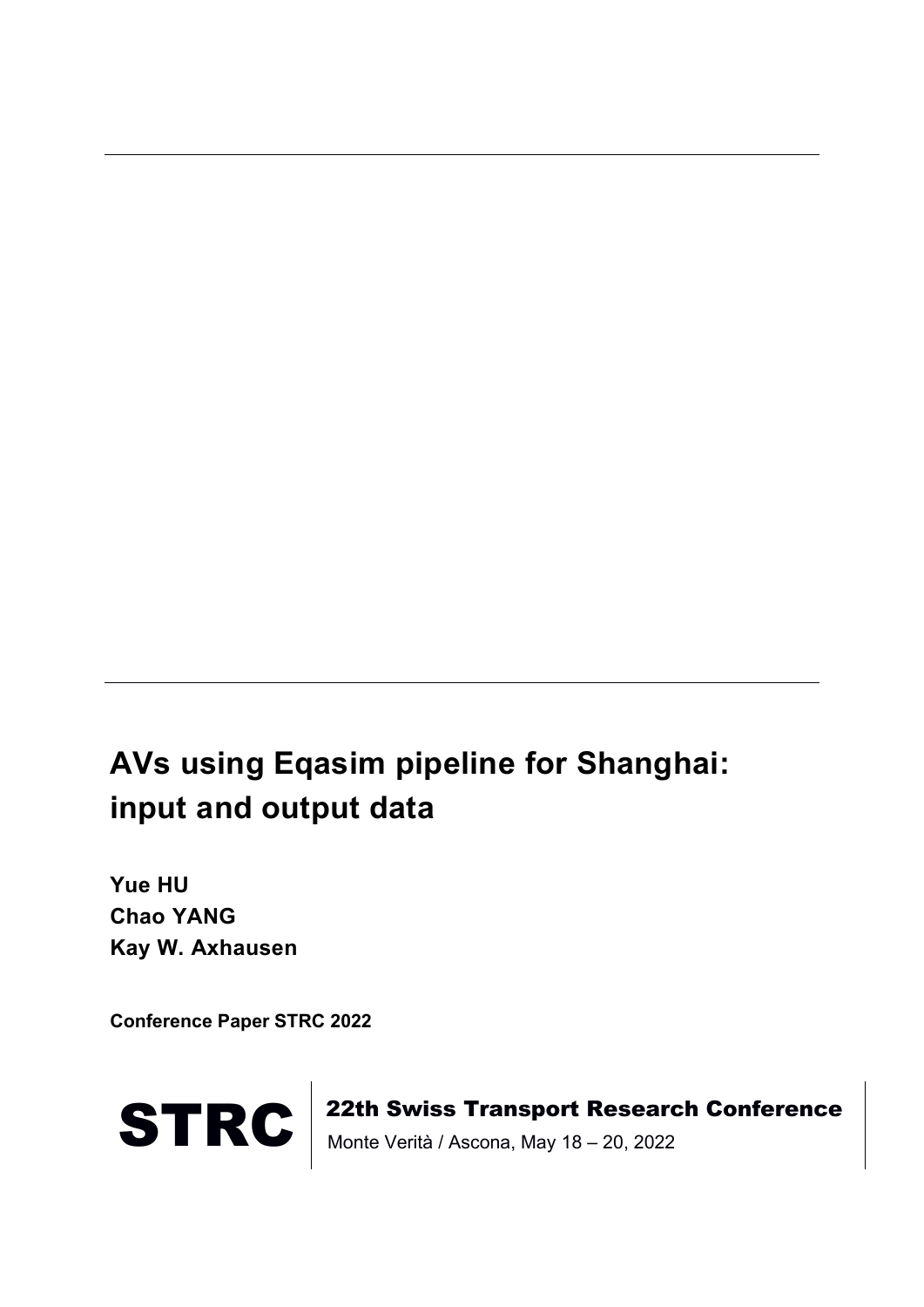# AVs using Eqasim pipeline for Shanghai: input and output data

**Yue HU**
**Chao YANG**
**Kay W. Axhausen**

**Conference Paper STRC 2022**

**STRC** | **22th Swiss Transport Research Conference**
Monte Verità / Ascona, May 18 – 20, 2022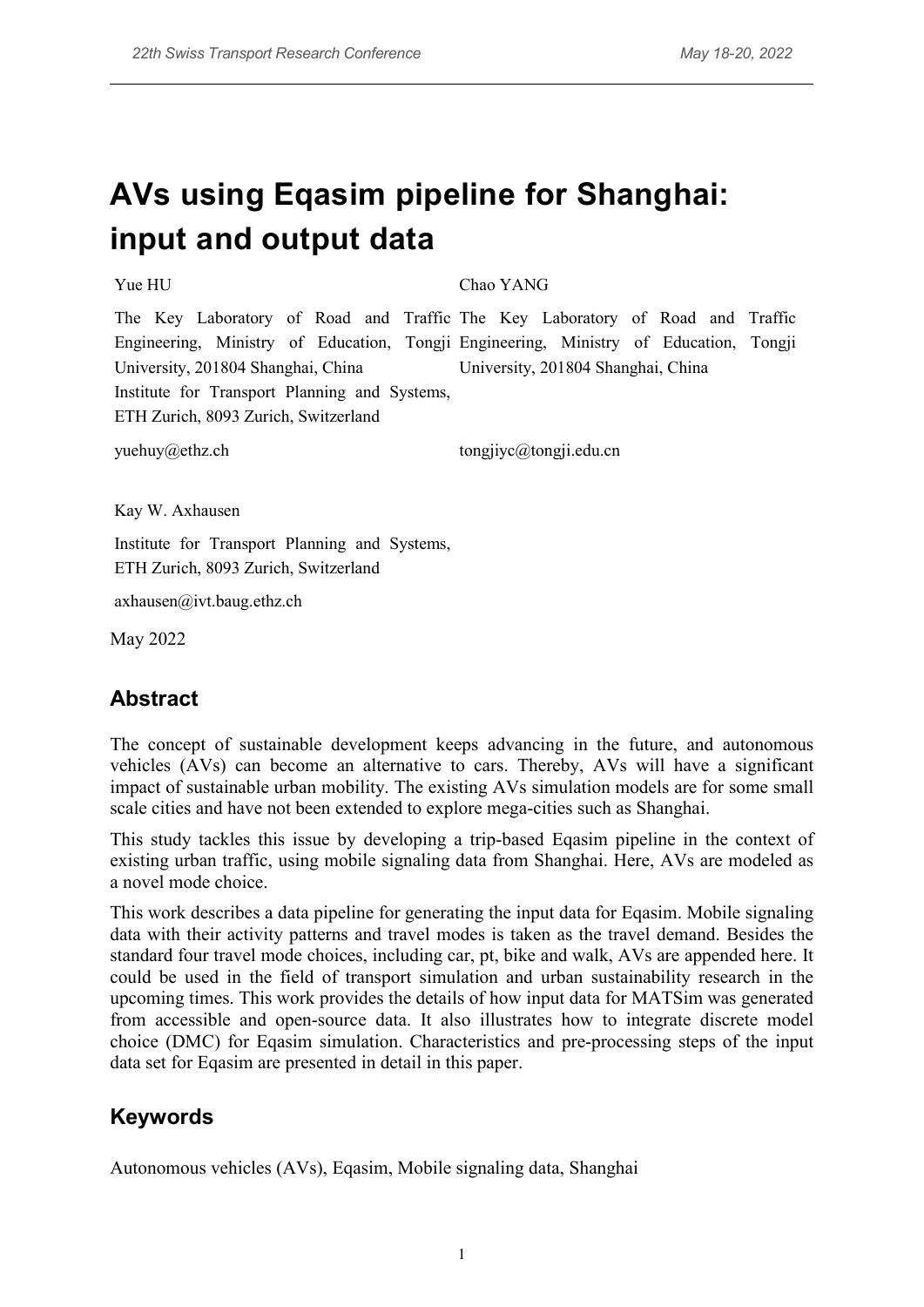# AVs using Eqasim pipeline for Shanghai: input and output data

Yue HU

The Key Laboratory of Road and Traffic Engineering, Ministry of Education, Tongji University, 201804 Shanghai, China
Institute for Transport Planning and Systems, ETH Zurich, 8093 Zurich, Switzerland

yuehuy@ethz.ch

Chao YANG

The Key Laboratory of Road and Traffic Engineering, Ministry of Education, Tongji University, 201804 Shanghai, China

tongjiyc@tongji.edu.cn

Kay W. Axhausen

Institute for Transport Planning and Systems, ETH Zurich, 8093 Zurich, Switzerland

axhausen@ivt.baug.ethz.ch

May 2022

## Abstract

The concept of sustainable development keeps advancing in the future, and autonomous vehicles (AVs) can become an alternative to cars. Thereby, AVs will have a significant impact of sustainable urban mobility. The existing AVs simulation models are for some small scale cities and have not been extended to explore mega-cities such as Shanghai.

This study tackles this issue by developing a trip-based Eqasim pipeline in the context of existing urban traffic, using mobile signaling data from Shanghai. Here, AVs are modeled as a novel mode choice.

This work describes a data pipeline for generating the input data for Eqasim. Mobile signaling data with their activity patterns and travel modes is taken as the travel demand. Besides the standard four travel mode choices, including car, pt, bike and walk, AVs are appended here. It could be used in the field of transport simulation and urban sustainability research in the upcoming times. This work provides the details of how input data for MATSim was generated from accessible and open-source data. It also illustrates how to integrate discrete model choice (DMC) for Eqasim simulation. Characteristics and pre-processing steps of the input data set for Eqasim are presented in detail in this paper.

## Keywords

Autonomous vehicles (AVs), Eqasim, Mobile signaling data, Shanghai